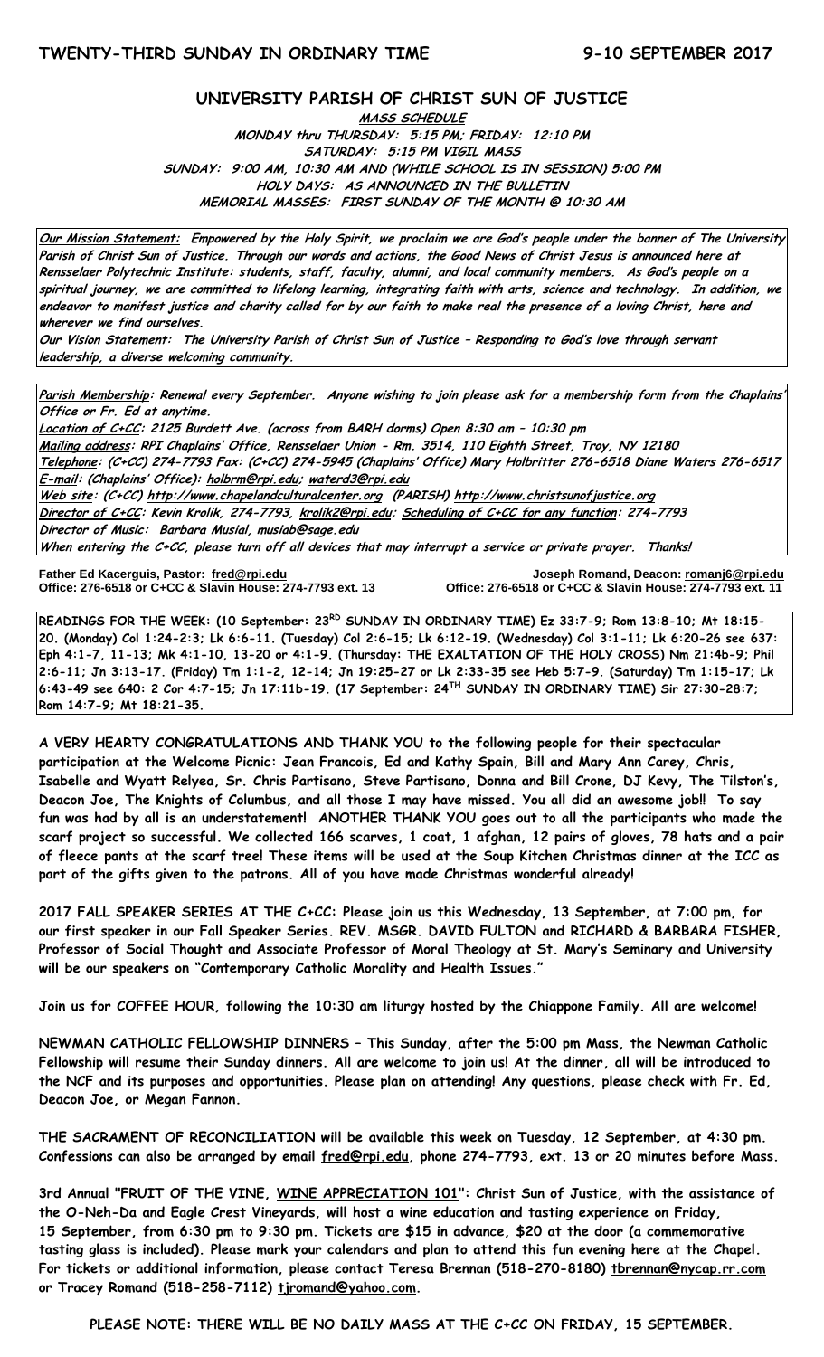## TWENTY-THIRD SUNDAY IN ORDINARY TIME — 9-10 SEPTEMBER 2017

# UNIVERSITY PARISH OF CHRIST SUN OF JUSTICE

**MASS SCHEDULE**

**MONDAY thru THURSDAY: 5:15 PM; FRIDAY: 12:10 PM**
**SATURDAY: 5:15 PM VIGIL MASS**
**SUNDAY: 9:00 AM, 10:30 AM AND (WHILE SCHOOL IS IN SESSION) 5:00 PM**
**HOLY DAYS: AS ANNOUNCED IN THE BULLETIN**
**MEMORIAL MASSES: FIRST SUNDAY OF THE MONTH @ 10:30 AM**

***Our Mission Statement:*** ***Empowered by the Holy Spirit, we proclaim we are God's people under the banner of The University Parish of Christ Sun of Justice. Through our words and actions, the Good News of Christ Jesus is announced here at Rensselaer Polytechnic Institute: students, staff, faculty, alumni, and local community members. As God's people on a spiritual journey, we are committed to lifelong learning, integrating faith with arts, science and technology. In addition, we endeavor to manifest justice and charity called for by our faith to make real the presence of a loving Christ, here and wherever we find ourselves.***

***Our Vision Statement:*** ***The University Parish of Christ Sun of Justice – Responding to God's love through servant leadership, a diverse welcoming community.***

***Parish Membership*: Renewal every September. Anyone wishing to join please ask for a membership form from the Chaplains' Office or Fr. Ed at anytime.**

***Location of C+CC*: 2125 Burdett Ave. (across from BARH dorms) Open 8:30 am – 10:30 pm**

***Mailing address*: RPI Chaplains' Office, Rensselaer Union - Rm. 3514, 110 Eighth Street, Troy, NY 12180**

***Telephone*: (C+CC) 274-7793 Fax: (C+CC) 274-5945 (Chaplains' Office) Mary Holbritter 276-6518 Diane Waters 276-6517**

***E-mail*: (Chaplains' Office): holbrm@rpi.edu; waterd3@rpi.edu**

***Web site*: (C+CC) http://www.chapelandculturalcenter.org (PARISH) http://www.christsunofjustice.org**

***Director of C+CC*: Kevin Krolik, 274-7793, krolik2@rpi.edu; *Scheduling of C+CC for any function*: 274-7793**

***Director of Music*: Barbara Musial, musiab@sage.edu**

***When entering the C+CC, please turn off all devices that may interrupt a service or private prayer. Thanks!***

**Father Ed Kacerguis, Pastor: fred@rpi.edu**
**Office: 276-6518 or C+CC & Slavin House: 274-7793 ext. 13**

**Joseph Romand, Deacon: romanj6@rpi.edu**
**Office: 276-6518 or C+CC & Slavin House: 274-7793 ext. 11**

**READINGS FOR THE WEEK: (10 September: 23RD SUNDAY IN ORDINARY TIME) Ez 33:7-9; Rom 13:8-10; Mt 18:15-20. (Monday) Col 1:24-2:3; Lk 6:6-11. (Tuesday) Col 2:6-15; Lk 6:12-19. (Wednesday) Col 3:1-11; Lk 6:20-26 see 637: Eph 4:1-7, 11-13; Mk 4:1-10, 13-20 or 4:1-9. (Thursday: THE EXALTATION OF THE HOLY CROSS) Nm 21:4b-9; Phil 2:6-11; Jn 3:13-17. (Friday) Tm 1:1-2, 12-14; Jn 19:25-27 or Lk 2:33-35 see Heb 5:7-9. (Saturday) Tm 1:15-17; Lk 6:43-49 see 640: 2 Cor 4:7-15; Jn 17:11b-19. (17 September: 24TH SUNDAY IN ORDINARY TIME) Sir 27:30-28:7; Rom 14:7-9; Mt 18:21-35.**

**A VERY HEARTY CONGRATULATIONS AND THANK YOU to the following people for their spectacular participation at the Welcome Picnic: Jean Francois, Ed and Kathy Spain, Bill and Mary Ann Carey, Chris, Isabelle and Wyatt Relyea, Sr. Chris Partisano, Steve Partisano, Donna and Bill Crone, DJ Kevy, The Tilston's, Deacon Joe, The Knights of Columbus, and all those I may have missed. You all did an awesome job!! To say fun was had by all is an understatement! ANOTHER THANK YOU goes out to all the participants who made the scarf project so successful. We collected 166 scarves, 1 coat, 1 afghan, 12 pairs of gloves, 78 hats and a pair of fleece pants at the scarf tree! These items will be used at the Soup Kitchen Christmas dinner at the ICC as part of the gifts given to the patrons. All of you have made Christmas wonderful already!**

**2017 FALL SPEAKER SERIES AT THE C+CC: Please join us this Wednesday, 13 September, at 7:00 pm, for our first speaker in our Fall Speaker Series. REV. MSGR. DAVID FULTON and RICHARD & BARBARA FISHER, Professor of Social Thought and Associate Professor of Moral Theology at St. Mary's Seminary and University will be our speakers on "Contemporary Catholic Morality and Health Issues."**

**Join us for COFFEE HOUR, following the 10:30 am liturgy hosted by the Chiappone Family. All are welcome!**

**NEWMAN CATHOLIC FELLOWSHIP DINNERS – This Sunday, after the 5:00 pm Mass, the Newman Catholic Fellowship will resume their Sunday dinners. All are welcome to join us! At the dinner, all will be introduced to the NCF and its purposes and opportunities. Please plan on attending! Any questions, please check with Fr. Ed, Deacon Joe, or Megan Fannon.**

**THE SACRAMENT OF RECONCILIATION will be available this week on Tuesday, 12 September, at 4:30 pm. Confessions can also be arranged by email fred@rpi.edu, phone 274-7793, ext. 13 or 20 minutes before Mass.**

**3rd Annual "FRUIT OF THE VINE, WINE APPRECIATION 101": Christ Sun of Justice, with the assistance of the O-Neh-Da and Eagle Crest Vineyards, will host a wine education and tasting experience on Friday, 15 September, from 6:30 pm to 9:30 pm. Tickets are $15 in advance, $20 at the door (a commemorative tasting glass is included). Please mark your calendars and plan to attend this fun evening here at the Chapel. For tickets or additional information, please contact Teresa Brennan (518-270-8180) tbrennan@nycap.rr.com or Tracey Romand (518-258-7112) tjromand@yahoo.com.**

**PLEASE NOTE: THERE WILL BE NO DAILY MASS AT THE C+CC ON FRIDAY, 15 SEPTEMBER.**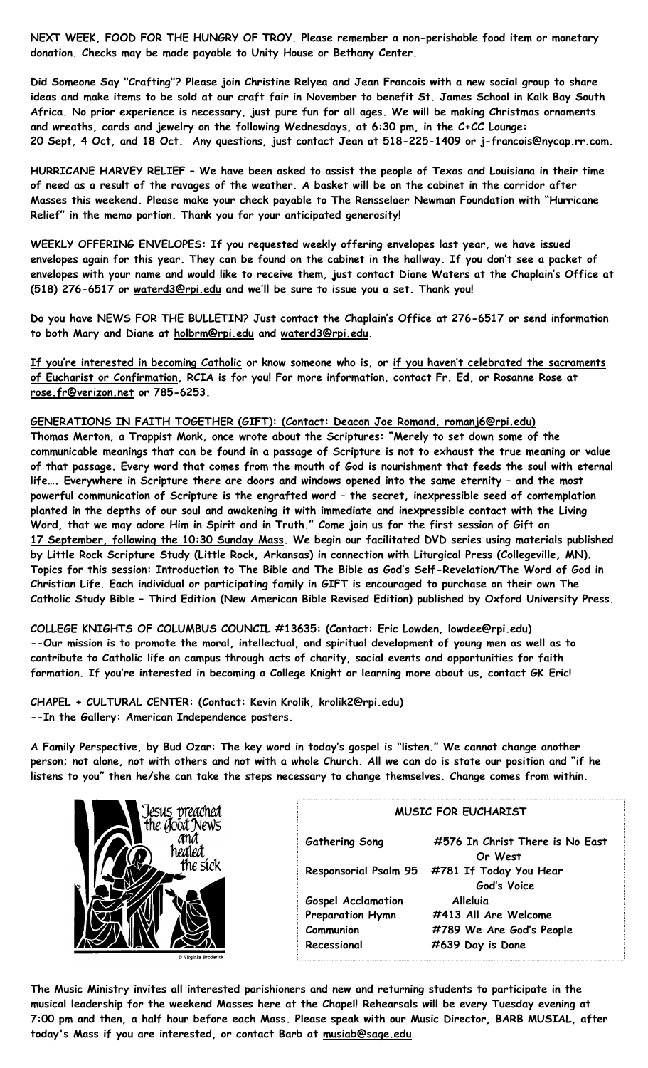**NEXT WEEK, FOOD FOR THE HUNGRY OF TROY. Please remember a non-perishable food item or monetary donation. Checks may be made payable to Unity House or Bethany Center.**

**Did Someone Say "Crafting"? Please join Christine Relyea and Jean Francois with a new social group to share ideas and make items to be sold at our craft fair in November to benefit St. James School in Kalk Bay South Africa. No prior experience is necessary, just pure fun for all ages. We will be making Christmas ornaments and wreaths, cards and jewelry on the following Wednesdays, at 6:30 pm, in the C+CC Lounge: 20 Sept, 4 Oct, and 18 Oct. Any questions, just contact Jean at 518-225-1409 or j-francois@nycap.rr.com.**

**HURRICANE HARVEY RELIEF – We have been asked to assist the people of Texas and Louisiana in their time of need as a result of the ravages of the weather. A basket will be on the cabinet in the corridor after Masses this weekend. Please make your check payable to The Rensselaer Newman Foundation with "Hurricane Relief" in the memo portion. Thank you for your anticipated generosity!**

**WEEKLY OFFERING ENVELOPES: If you requested weekly offering envelopes last year, we have issued envelopes again for this year. They can be found on the cabinet in the hallway. If you don't see a packet of envelopes with your name and would like to receive them, just contact Diane Waters at the Chaplain's Office at (518) 276-6517 or waterd3@rpi.edu and we'll be sure to issue you a set. Thank you!**

**Do you have NEWS FOR THE BULLETIN? Just contact the Chaplain's Office at 276-6517 or send information to both Mary and Diane at holbrm@rpi.edu and waterd3@rpi.edu.**

**If you're interested in becoming Catholic or know someone who is, or if you haven't celebrated the sacraments of Eucharist or Confirmation, RCIA is for you! For more information, contact Fr. Ed, or Rosanne Rose at rose.fr@verizon.net or 785-6253.**

**GENERATIONS IN FAITH TOGETHER (GIFT): (Contact: Deacon Joe Romand, romanj6@rpi.edu)**
**Thomas Merton, a Trappist Monk, once wrote about the Scriptures: "Merely to set down some of the communicable meanings that can be found in a passage of Scripture is not to exhaust the true meaning or value of that passage. Every word that comes from the mouth of God is nourishment that feeds the soul with eternal life…. Everywhere in Scripture there are doors and windows opened into the same eternity – and the most powerful communication of Scripture is the engrafted word – the secret, inexpressible seed of contemplation planted in the depths of our soul and awakening it with immediate and inexpressible contact with the Living Word, that we may adore Him in Spirit and in Truth." Come join us for the first session of Gift on 17 September, following the 10:30 Sunday Mass. We begin our facilitated DVD series using materials published by Little Rock Scripture Study (Little Rock, Arkansas) in connection with Liturgical Press (Collegeville, MN). Topics for this session: Introduction to The Bible and The Bible as God's Self-Revelation/The Word of God in Christian Life. Each individual or participating family in GIFT is encouraged to purchase on their own The Catholic Study Bible – Third Edition (New American Bible Revised Edition) published by Oxford University Press.**

**COLLEGE KNIGHTS OF COLUMBUS COUNCIL #13635: (Contact: Eric Lowden, lowdee@rpi.edu)**
**--Our mission is to promote the moral, intellectual, and spiritual development of young men as well as to contribute to Catholic life on campus through acts of charity, social events and opportunities for faith formation. If you're interested in becoming a College Knight or learning more about us, contact GK Eric!**

**CHAPEL + CULTURAL CENTER: (Contact: Kevin Krolik, krolik2@rpi.edu)**
**--In the Gallery: American Independence posters.**

**A Family Perspective, by Bud Ozar: The key word in today's gospel is "listen." We cannot change another person; not alone, not with others and not with a whole Church. All we can do is state our position and "if he listens to you" then he/she can take the steps necessary to change themselves. Change comes from within.**

Jesus preached the Good News and healed the sick

© Virginia Broderick

**MUSIC FOR EUCHARIST**

| | |
|---|---|
| Gathering Song | #576 In Christ There is No East Or West |
| Responsorial Psalm 95 | #781 If Today You Hear God's Voice |
| Gospel Acclamation | Alleluia |
| Preparation Hymn | #413 All Are Welcome |
| Communion | #789 We Are God's People |
| Recessional | #639 Day is Done |

**The Music Ministry invites all interested parishioners and new and returning students to participate in the musical leadership for the weekend Masses here at the Chapel! Rehearsals will be every Tuesday evening at 7:00 pm and then, a half hour before each Mass. Please speak with our Music Director, BARB MUSIAL, after today's Mass if you are interested, or contact Barb at musiab@sage.edu.**